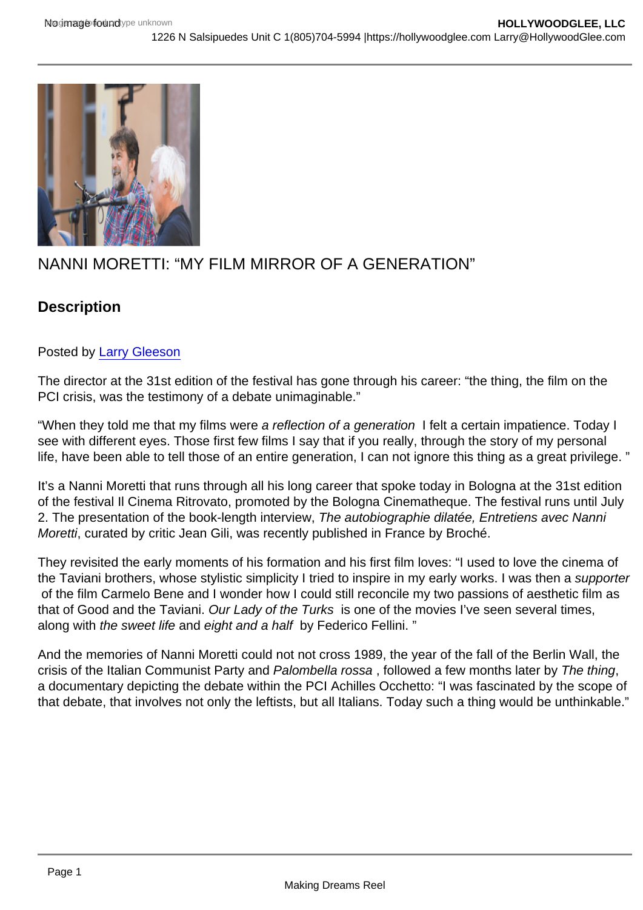# NANNI MORETTI: "MY FILM MIRROR OF A GENERATION"

## Description

Posted by Larry Gleeson

The director at the 31st edition of the festival has gone through his career: "the thing, the film on the PCI crisis, was the testimony of a debate unimaginable."

"When they told me that my films were *a reflection of a generation* I felt a certain impatience. Today I see with different eyes. Those first few films I say that if you really, through the story of my personal life, have been able to tell those of an entire generation, I can not ignore this thing as a great privilege. "

It's a Nanni Moretti that runs through all his long career that spoke today in Bologna at the 31st edition of the festival Il Cinema Ritrovato, promoted by the Bologna Cinematheque. The festival runs until July 2. The presentation of the book-length interview, *The autobiographie dilatée, Entretiens avec Nanni Moretti*, curated by critic Jean Gili, was recently published in France by Broché.

They revisited the early moments of his formation and his first film loves: "I used to love the cinema of the Taviani brothers, whose stylistic simplicity I tried to inspire in my early works. I was then a *supporter* of the film Carmelo Bene and I wonder how I could still reconcile my two passions of aesthetic film as that of Good and the Taviani. *Our Lady of the Turks* is one of the movies I've seen several times, along with *the sweet life* and *eight and a half* by Federico Fellini. "

And the memories of Nanni Moretti could not not cross 1989, the year of the fall of the Berlin Wall, the crisis of the Italian Communist Party and *Palombella rossa* , followed a few months later by *The thing*, a documentary depicting the debate within the PCI Achilles Occhetto: "I was fascinated by the scope of that debate, that involves not only the leftists, but all Italians. Today such a thing would be unthinkable."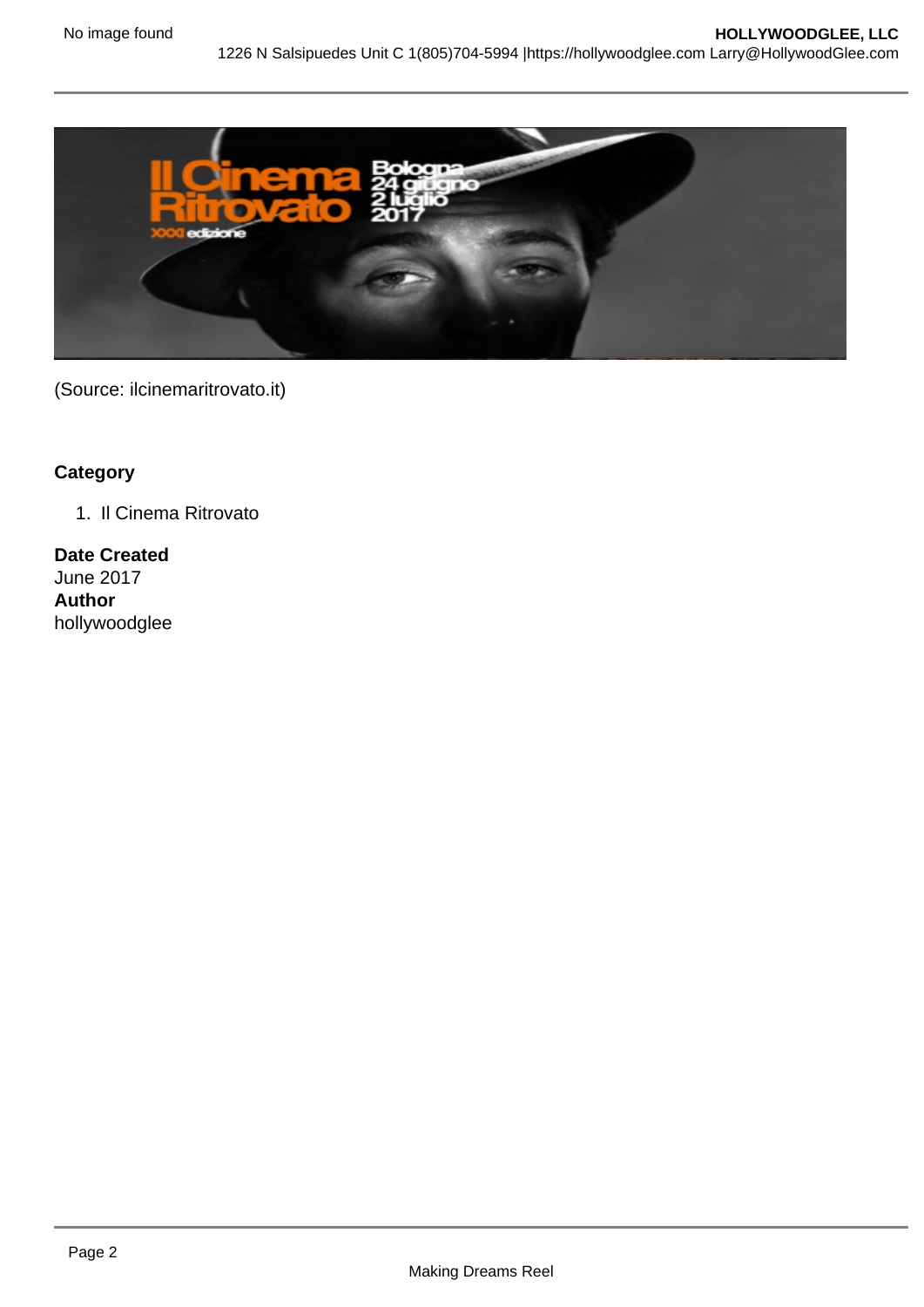(Source: ilcinemaritrovato.it)

**Category**

1. Il Cinema Ritrovato

**Date Created**
June 2017
**Author**
hollywoodglee